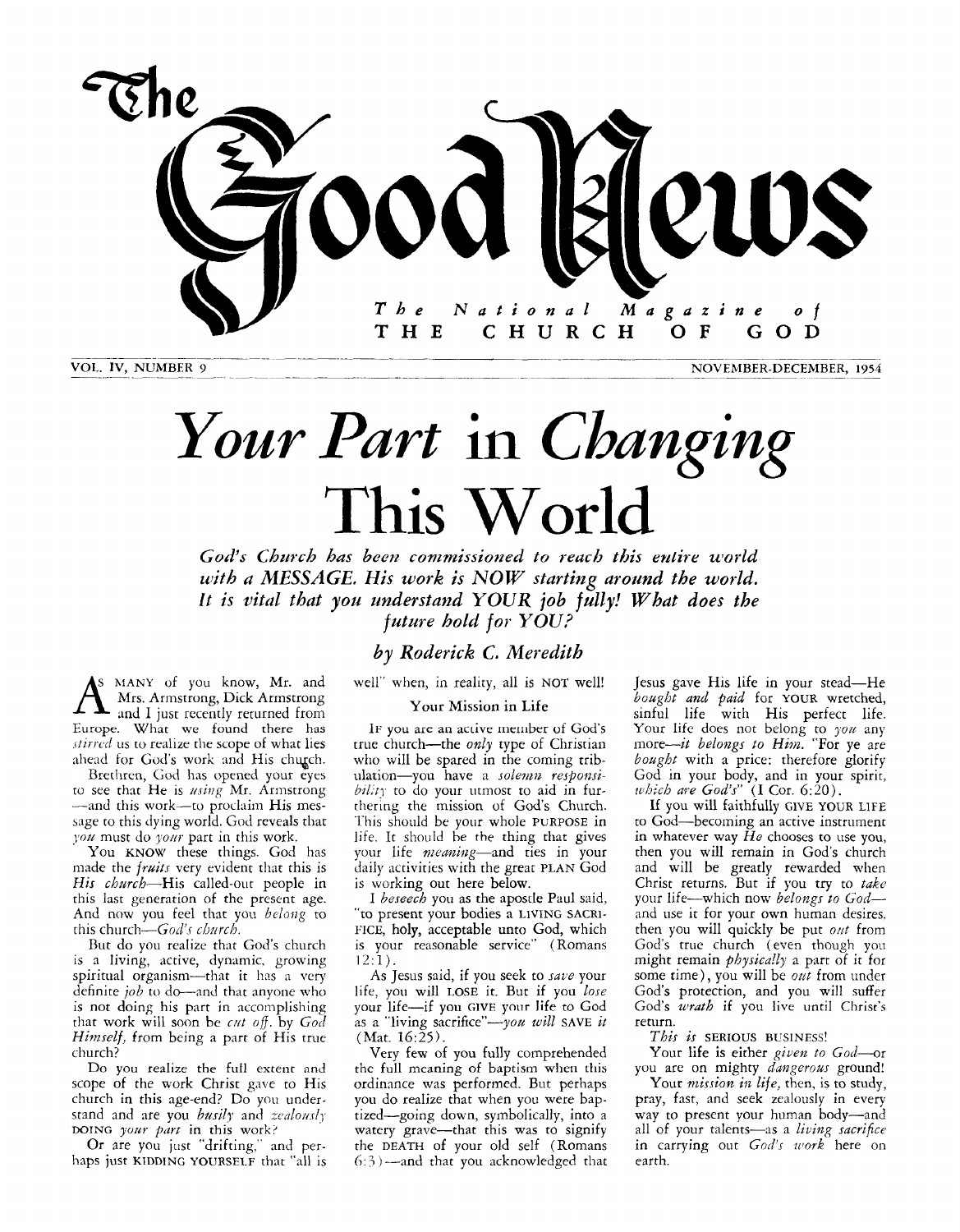# The Good News

*The National Magazine of* THE CHURCH OF GOD

VOL. IV, NUMBER 9 — NOVEMBER-DECEMBER, 1954

# *Your Part* in *Changing* This World

***God's Church has been commissioned to reach this entire world with a MESSAGE. His work is NOW starting around the world. It is vital that you understand YOUR job fully! What does the future hold for YOU?***

*by Roderick C. Meredith*

As MANY of you know, Mr. and Mrs. Armstrong, Dick Armstrong and I just recently returned from Europe. What we found there has *stirred* us to realize the scope of what lies ahead for God's work and His church.

Brethren, God has opened your eyes to see that He is *using* Mr. Armstrong—and this work—to proclaim His message to this dying world. God reveals that *you* must do *your* part in this work.

You KNOW these things. God has made the *fruits* very evident that this is *His church*—His called-out people in this last generation of the present age. And now you feel that you *belong* to this church—*God's church*.

But do you realize that God's church is a living, active, dynamic, growing spiritual organism—that it has a very definite *job* to do—and that anyone who is not doing his part in accomplishing that work will soon be *cut off*, by *God Himself*, from being a part of His true church?

Do you realize the full extent and scope of the work Christ gave to His church in this age-end? Do you understand and are you *busily* and *zealously* DOING *your part* in this work?

Or are you just "drifting," and perhaps just KIDDING YOURSELF that "all is well" when, in reality, all is NOT well!

## Your Mission in Life

IF you are an active member of God's true church—the *only* type of Christian who will be spared in the coming tribulation—you have a *solemn responsibility* to do your utmost to aid in furthering the mission of God's Church. This should be your whole PURPOSE in life. It should be the thing that gives your life *meaning*—and ties in your daily activities with the great PLAN God is working out here below.

I *beseech* you as the apostle Paul said, "to present your bodies a LIVING SACRIFICE, holy, acceptable unto God, which is your reasonable service" (Romans 12:1).

As Jesus said, if you seek to *save* your life, you will LOSE it. But if you *lose* your life—if you GIVE your life to God as a "living sacrifice"—*you will* SAVE *it* (Mat. 16:25).

Very few of you fully comprehended the full meaning of baptism when this ordinance was performed. But perhaps you do realize that when you were baptized—going down, symbolically, into a watery grave—that this was to signify the DEATH of your old self (Romans 6:3)—and that you acknowledged that Jesus gave His life in your stead—He *bought and paid* for YOUR wretched, sinful life with His perfect life. Your life does not belong to *you* any more—*it belongs to Him*. "For ye are *bought* with a price: therefore glorify God in your body, and in your spirit, *which are God's*" (I Cor. 6:20).

If you will faithfully GIVE YOUR LIFE to God—becoming an active instrument in whatever way *He* chooses to use you, then you will remain in God's church and will be greatly rewarded when Christ returns. But if you try to *take* your life—which now *belongs to God*—and use it for your own human desires, then you will quickly be put *out* from God's true church (even though you might remain *physically* a part of it for some time), you will be *out* from under God's protection, and you will suffer God's *wrath* if you live until Christ's return.

*This is* SERIOUS BUSINESS!

Your life is either *given to God*—or you are on mighty *dangerous* ground!

Your *mission in life*, then, is to study, pray, fast, and seek zealously in every way to present your human body—and all of your talents—as a *living sacrifice* in carrying out *God's work* here on earth.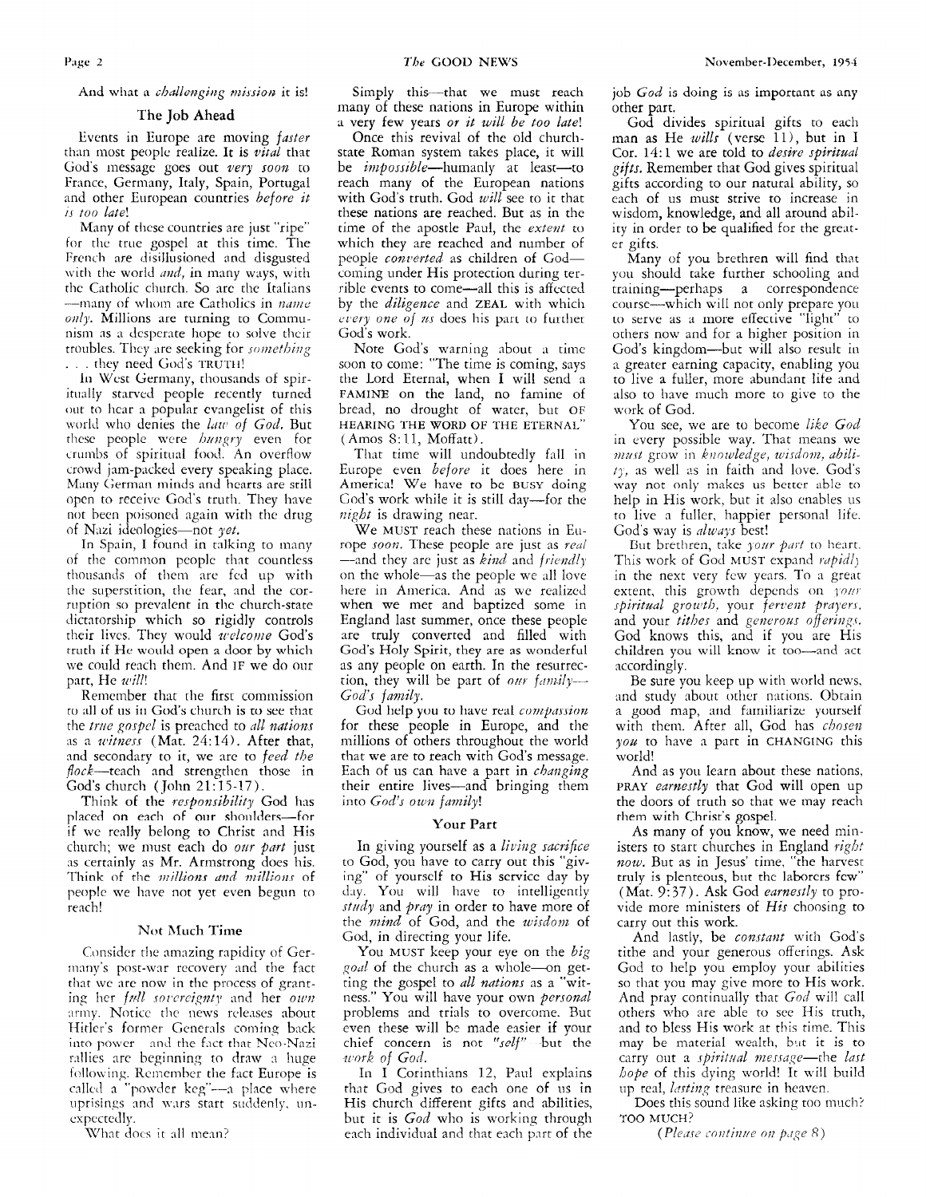And what a *challenging mission* it is!

### The Job Ahead

Events in Europe are moving *faster* than most people realize. It is *vital* that God's message goes out *very soon* to France, Germany, Italy, Spain, Portugal and other European countries *before it is too late*!

Many of these countries are just "ripe" for the true gospel at this time. The French are disillusioned and disgusted with the world *and*, in many ways, with the Catholic church. So are the Italians—many of whom are Catholics in *name only*. Millions are turning to Communism as a desperate hope to solve their troubles. They are seeking for *something* . . . they need God's TRUTH!

In West Germany, thousands of spiritually starved people recently turned out to hear a popular evangelist of this world who denies the *law of God*. But these people were *hungry* even for crumbs of spiritual food. An overflow crowd jam-packed every speaking place. Many German minds and hearts are still open to receive God's truth. They have not been poisoned again with the drug of Nazi ideologies—not *yet*.

In Spain, I found in talking to many of the common people that countless thousands of them are fed up with the superstition, the fear, and the corruption so prevalent in the church-state dictatorship which so rigidly controls their lives. They would *welcome* God's truth if He would open a door by which we could reach them. And IF we do our part, He *will*!

Remember that the first commission to all of us in God's church is to see that the *true gospel* is preached to *all nations* as a *witness* (Mat. 24:14). After that, and secondary to it, we are to *feed the flock*—teach and strengthen those in God's church (John 21:15-17).

Think of the *responsibility* God has placed on each of our shoulders—for if we really belong to Christ and His church; we must each do *our part* just as certainly as Mr. Armstrong does his. Think of the *millions and millions* of people we have not yet even begun to reach!

### Not Much Time

Consider the amazing rapidity of Germany's post-war recovery and the fact that we are now in the process of granting her *full sovereignty* and her *own* army. Notice the news releases about Hitler's former Generals coming back into power—and the fact that Neo-Nazi rallies are beginning to draw a huge following. Remember the fact Europe is called a "powder keg"—a place where uprisings and wars start suddenly, unexpectedly.

What does it all mean?

Simply this—that we must reach many of these nations in Europe within a very few years *or it will be too late*!

Once this revival of the old church-state Roman system takes place, it will be *impossible*—humanly at least—to reach many of the European nations with God's truth. God *will* see to it that these nations are reached. But as in the time of the apostle Paul, the *extent* to which they are reached and number of people *converted* as children of God—coming under His protection during terrible events to come—all this is affected by the *diligence* and ZEAL with which *every one of us* does his part to further God's work.

Note God's warning about a time soon to come: "The time is coming, says the Lord Eternal, when I will send a FAMINE on the land, no famine of bread, no drought of water, but OF HEARING THE WORD OF THE ETERNAL" (Amos 8:11, Moffatt).

That time will undoubtedly fall in Europe even *before* it does here in America! We have to be BUSY doing God's work while it is still day—for the *night* is drawing near.

We MUST reach these nations in Europe *soon*. These people are just as *real*—and they are just as *kind* and *friendly* on the whole—as the people we all love here in America. And as we realized when we met and baptized some in England last summer, once these people are truly converted and filled with God's Holy Spirit, they are as wonderful as any people on earth. In the resurrection, they will be part of *our family*—*God's family*.

God help you to have real *compassion* for these people in Europe, and the millions of others throughout the world that we are to reach with God's message. Each of us can have a part in *changing* their entire lives—and bringing them into *God's own family*!

### Your Part

In giving yourself as a *living sacrifice* to God, you have to carry out this "giving" of yourself to His service day by day. You will have to intelligently *study* and *pray* in order to have more of the *mind* of God, and the *wisdom* of God, in directing your life.

You MUST keep your eye on the *big goal* of the church as a whole—on getting the gospel to *all nations* as a "witness." You will have your own *personal* problems and trials to overcome. But even these will be made easier if your chief concern is not *"self"*—but the *work of God*.

In I Corinthians 12, Paul explains that God gives to each one of us in His church different gifts and abilities, but it is *God* who is working through each individual and that each part of the job *God* is doing is as important as any other part.

God divides spiritual gifts to each man as He *wills* (verse 11), but in I Cor. 14:1 we are told to *desire spiritual gifts*. Remember that God gives spiritual gifts according to our natural ability, so each of us must strive to increase in wisdom, knowledge, and all around ability in order to be qualified for the greater gifts.

Many of you brethren will find that you should take further schooling and training—perhaps a correspondence course—which will not only prepare you to serve as a more effective "light" to others now and for a higher position in God's kingdom—but will also result in a greater earning capacity, enabling you to live a fuller, more abundant life and also to have much more to give to the work of God.

You see, we are to become *like God* in every possible way. That means we *must* grow in *knowledge, wisdom, ability*, as well as in faith and love. God's way not only makes us better able to help in His work, but it also enables us to live a fuller, happier personal life. God's way is *always* best!

But brethren, take *your part* to heart. This work of God MUST expand *rapidly* in the next very few years. To a great extent, this growth depends on *your spiritual growth*, your *fervent prayers*, and your *tithes* and *generous offerings*. God knows this, and if you are His children you will know it too—and act accordingly.

Be sure you keep up with world news, and study about other nations. Obtain a good map, and familiarize yourself with them. After all, God has *chosen you* to have a part in CHANGING this world!

And as you learn about these nations, PRAY *earnestly* that God will open up the doors of truth so that we may reach them with Christ's gospel.

As many of you know, we need ministers to start churches in England *right now*. But as in Jesus' time, "the harvest truly is plenteous, but the laborers few" (Mat. 9:37). Ask God *earnestly* to provide more ministers of *His* choosing to carry out this work.

And lastly, be *constant* with God's tithe and your generous offerings. Ask God to help you employ your abilities so that you may give more to His work. And pray continually that *God* will call others who are able to see His truth, and to bless His work at this time. This may be material wealth, but it is to carry out a *spiritual message*—the *last hope* of this dying world! It will build up real, *lasting* treasure in heaven.

Does this sound like asking too much? TOO MUCH?

*(Please continue on page 8)*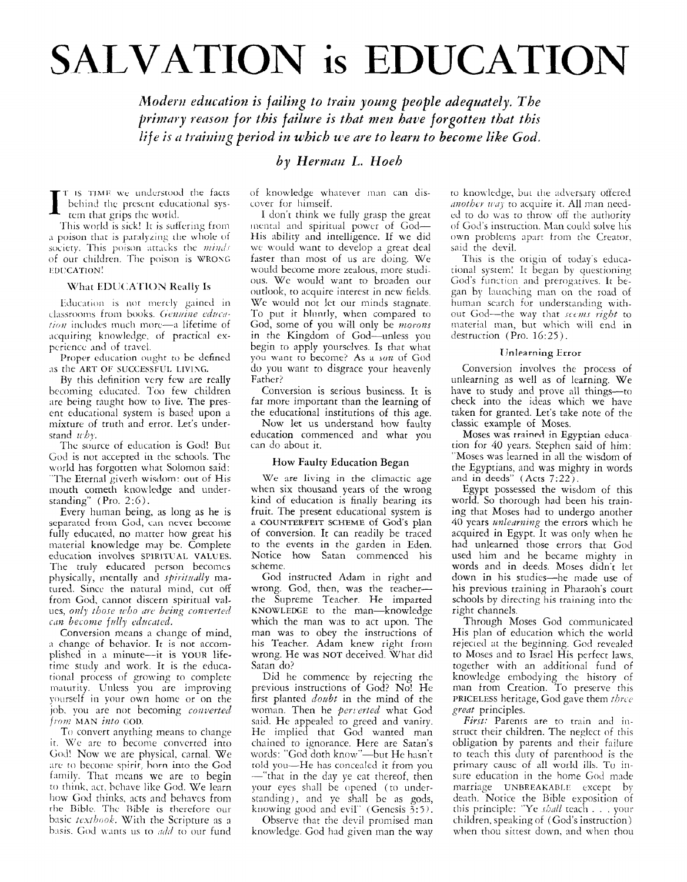# SALVATION is EDUCATION

*Modern education is failing to train young people adequately. The primary reason for this failure is that men have forgotten that this life is a training period in which we are to learn to become like God.*

*by Herman L. Hoeh*

IT IS TIME we understood the facts behind the present educational system that grips the world.

This world is sick! It is suffering from a poison that is paralyzing the whole of society. This poison attacks the *minds* of our children. The poison is WRONG EDUCATION!

### What EDUCATION Really Is

Education is not merely gained in classrooms from books. *Genuine education* includes much more—a lifetime of acquiring knowledge, of practical experience and of travel.

Proper education ought to be defined as the ART OF SUCCESSFUL LIVING.

By this definition very few are really becoming educated. Too few children are being taught how to live. The present educational system is based upon a mixture of truth and error. Let's understand *why*.

The source of education is God! But God is not accepted in the schools. The world has forgotten what Solomon said: "The Eternal giveth wisdom: out of His mouth cometh knowledge and understanding" (Pro. 2:6).

Every human being, as long as he is separated from God, can never become fully educated, no matter how great his material knowledge may be. Complete education involves SPIRITUAL VALUES. The truly educated person becomes physically, mentally and *spiritually* matured. Since the natural mind, cut off from God, cannot discern spiritual values, *only those who are being converted can become fully educated.*

Conversion means a change of mind, a change of behavior. It is not accomplished in a minute—it is YOUR lifetime study and work. It is the educational process of growing to complete maturity. Unless you are improving yourself in your own home or on the job, you are not becoming *converted from* MAN *into* GOD.

To convert anything means to change it. We are to become converted into God! Now we are physical, carnal. We are to become spirit, born into the God family. That means we are to begin to think, act, behave like God. We learn how God thinks, acts and behaves from the Bible. The Bible is therefore our basic *textbook*. With the Scripture as a basis, God wants us to *add* to our fund of knowledge whatever man can discover for himself.

I don't think we fully grasp the great mental and spiritual power of God—His ability and intelligence. If we did we would want to develop a great deal faster than most of us are doing. We would become more zealous, more studious. We would want to broaden our outlook, to acquire interest in new fields. We would not let our minds stagnate. To put it bluntly, when compared to God, some of you will only be *morons* in the Kingdom of God—unless you begin to apply yourselves. Is that what you want to become? As a *son* of God do you want to disgrace your heavenly Father?

Conversion is serious business. It is far more important than the learning of the educational institutions of this age.

Now let us understand how faulty education commenced and what you can do about it.

### How Faulty Education Began

We are living in the climactic age when six thousand years of the wrong kind of education is finally bearing its fruit. The present educational system is a COUNTERFEIT SCHEME of God's plan of conversion. It can readily be traced to the events in the garden in Eden. Notice how Satan commenced his scheme.

God instructed Adam in right and wrong. God, then, was the teacher—the Supreme Teacher. He imparted KNOWLEDGE to the man—knowledge which the man was to act upon. The man was to obey the instructions of his Teacher. Adam knew right from wrong. He was NOT deceived. What did Satan do?

Did he commence by rejecting the previous instructions of God? No! He first planted *doubt* in the mind of the woman. Then he *perverted* what God said. He appealed to greed and vanity. He implied that God wanted man chained to ignorance. Here are Satan's words: "God doth know"—but He hasn't told you—He has concealed it from you—"that in the day ye eat thereof, then your eyes shall be opened (to understanding), and ye shall be as gods, knowing good and evil" (Genesis 3:5).

Observe that the devil promised man knowledge. God had given man the way to knowledge, but the adversary offered *another way* to acquire it. All man needed to do was to throw off the authority of God's instruction. Man could solve his own problems apart from the Creator, said the devil.

This is the origin of today's educational system! It began by questioning God's function and prerogatives. It began by launching man on the road of human search for understanding without God—the way that *seems right* to material man, but which will end in destruction (Pro. 16:25).

### Unlearning Error

Conversion involves the process of unlearning as well as of learning. We have to study and prove all things—to check into the ideas which we have taken for granted. Let's take note of the classic example of Moses.

Moses was trained in Egyptian education for 40 years. Stephen said of him: "Moses was learned in all the wisdom of the Egyptians, and was mighty in words and in deeds" (Acts 7:22).

Egypt possessed the wisdom of this world. So thorough had been his training that Moses had to undergo another 40 years *unlearning* the errors which he acquired in Egypt. It was only when he had unlearned those errors that God used him and he became mighty in words and in deeds. Moses didn't let down in his studies—he made use of his previous training in Pharaoh's court schools by directing his training into the right channels.

Through Moses God communicated His plan of education which the world rejected at the beginning. God revealed to Moses and to Israel His perfect laws, together with an additional fund of knowledge embodying the history of man from Creation. To preserve this PRICELESS heritage, God gave them *three great* principles.

*First:* Parents are to train and instruct their children. The neglect of this obligation by parents and their failure to teach this duty of parenthood is the primary cause of all world ills. To insure education in the home God made marriage UNBREAKABLE except by death. Notice the Bible exposition of this principle: "Ye *shall* teach . . . your children, speaking of (God's instruction) when thou sittest down, and when thou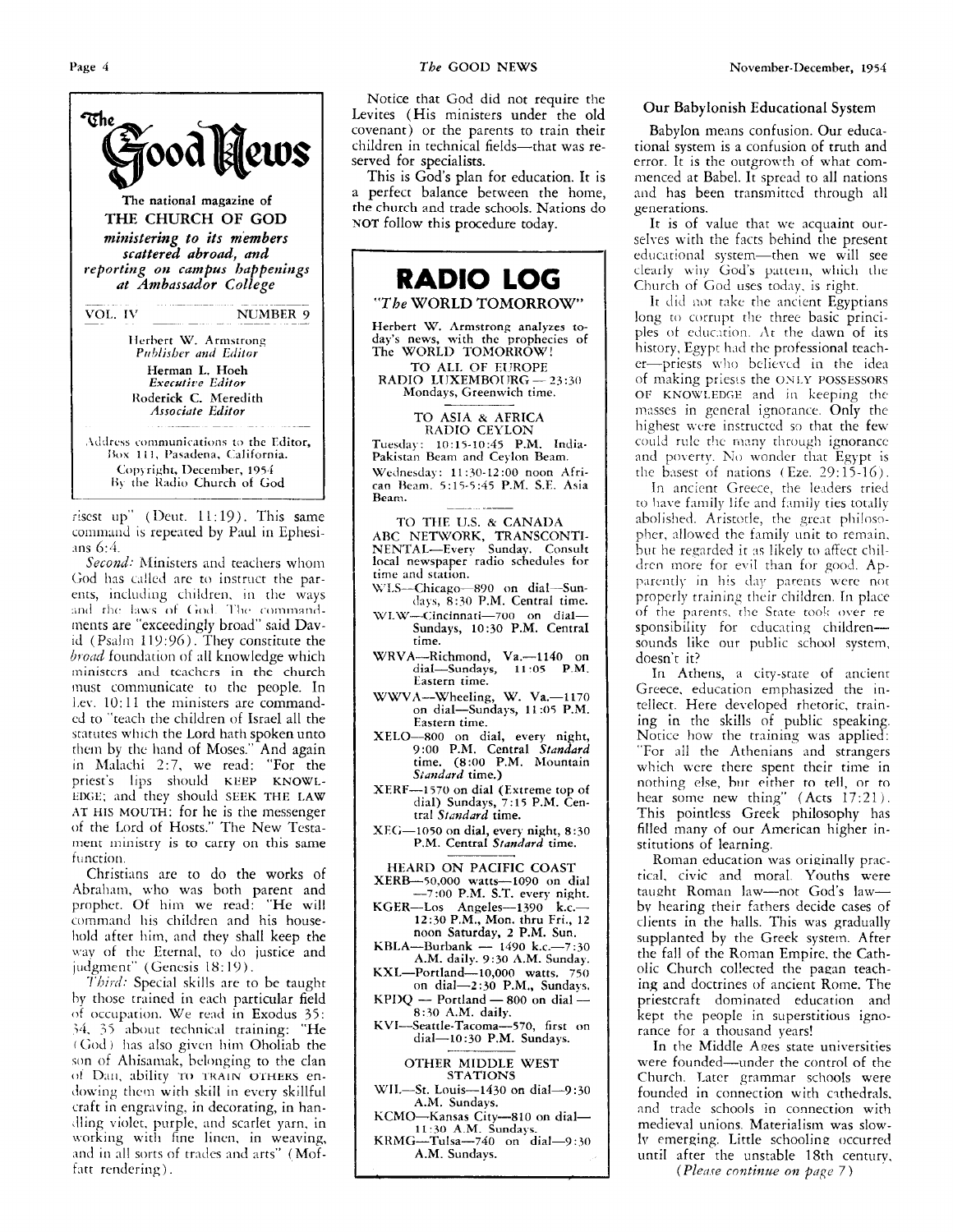# The Good News

The national magazine of
**THE CHURCH OF GOD**
*ministering to its members scattered abroad, and reporting on campus happenings at Ambassador College*

VOL. IV — NUMBER 9

Herbert W. Armstrong
*Publisher and Editor*

Herman L. Hoeh
*Executive Editor*

Roderick C. Meredith
*Associate Editor*

Address communications to the Editor, Box 111, Pasadena, California.
Copyright, December, 1954
By the Radio Church of God

risest up" (Deut. 11:19). This same command is repeated by Paul in Ephesians 6:4.

*Second:* Ministers and teachers whom God has called are to instruct the parents, including children, in the ways and the laws of God. The commandments are "exceedingly broad" said David (Psalm 119:96). They constitute the *broad* foundation of all knowledge which ministers and teachers in the church must communicate to the people. In Lev. 10:11 the ministers are commanded to "teach the children of Israel all the statutes which the Lord hath spoken unto them by the hand of Moses." And again in Malachi 2:7, we read: "For the priest's lips should KEEP KNOWLEDGE; and they should SEEK THE LAW AT HIS MOUTH: for he is the messenger of the Lord of Hosts." The New Testament ministry is to carry on this same function.

Christians are to do the works of Abraham, who was both parent and prophet. Of him we read: "He will command his children and his household after him, and they shall keep the way of the Eternal, to do justice and judgment" (Genesis 18:19).

*Third:* Special skills are to be taught by those trained in each particular field of occupation. We read in Exodus 35: 34, 35 about technical training: "He (God) has also given him Oholiab the son of Ahisamak, belonging to the clan of Dan, ability TO TRAIN OTHERS endowing them with skill in every skillful craft in engraving, in decorating, in handling violet, purple, and scarlet yarn, in working with fine linen, in weaving, and in all sorts of trades and arts" (Moffatt rendering).

Notice that God did not require the Levites (His ministers under the old covenant) or the parents to train their children in technical fields—that was reserved for specialists.

This is God's plan for education. It is a perfect balance between the home, the church and trade schools. Nations do NOT follow this procedure today.

## RADIO LOG

*"The WORLD TOMORROW"*

**Herbert W. Armstrong analyzes today's news, with the prophecies of The WORLD TOMORROW!**

TO ALL OF EUROPE
RADIO LUXEMBOURG — 23:30 Mondays, Greenwich time.

TO ASIA & AFRICA
RADIO CEYLON
Tuesday: 10:15-10:45 P.M. India-Pakistan Beam and Ceylon Beam.
Wednesday: 11:30-12:00 noon African Beam. 5:15-5:45 P.M. S.E. Asia Beam.

TO THE U.S. & CANADA
ABC NETWORK, TRANSCONTINENTAL—Every Sunday. Consult local newspaper radio schedules for time and station.
WLS—Chicago—890 on dial—Sundays, 8:30 P.M. Central time.
WLW—Cincinnati—700 on dial—Sundays, 10:30 P.M. Central time.
WRVA—Richmond, Va.—1140 on dial—Sundays, 11:05 P.M. Eastern time.
WWVA—Wheeling, W. Va.—1170 on dial—Sundays, 11:05 P.M. Eastern time.
XELO—800 on dial, every night, 9:00 P.M. Central *Standard* time. (8:00 P.M. Mountain *Standard* time.)
XERF—1570 on dial (Extreme top of dial) Sundays, 7:15 P.M. Central *Standard* time.
XEG—1050 on dial, every night, 8:30 P.M. Central *Standard* time.

HEARD ON PACIFIC COAST
XERB—50,000 watts—1090 on dial —7:00 P.M. S.T. every night.
KGER—Los Angeles—1390 k.c.—12:30 P.M., Mon. thru Fri., 12 noon Saturday, 2 P.M. Sun.
KBLA—Burbank — 1490 k.c.—7:30 A.M. daily. 9:30 A.M. Sunday.
KXL—Portland—10,000 watts. 750 on dial—2:30 P.M., Sundays.
KPDQ — Portland — 800 on dial — 8:30 A.M. daily.
KVI—Seattle-Tacoma—570, first on dial—10:30 P.M. Sundays.

OTHER MIDDLE WEST STATIONS
WIL—St. Louis—1430 on dial—9:30 A.M. Sundays.
KCMO—Kansas City—810 on dial—11:30 A.M. Sundays.
KRMG—Tulsa—740 on dial—9:30 A.M. Sundays.

### Our Babylonish Educational System

Babylon means confusion. Our educational system is a confusion of truth and error. It is the outgrowth of what commenced at Babel. It spread to all nations and has been transmitted through all generations.

It is of value that we acquaint ourselves with the facts behind the present educational system—then we will see clearly why God's pattern, which the Church of God uses today, is right.

It did not take the ancient Egyptians long to corrupt the three basic principles of education. At the dawn of its history, Egypt had the professional teacher—priests who believed in the idea of making priests the ONLY POSSESSORS OF KNOWLEDGE and in keeping the masses in general ignorance. Only the highest were instructed so that the few could rule the many through ignorance and poverty. No wonder that Egypt is the basest of nations (Eze. 29:15-16).

In ancient Greece, the leaders tried to have family life and family ties totally abolished. Aristotle, the great philosopher, allowed the family unit to remain, but he regarded it as likely to affect children more for evil than for good. Apparently in his day parents were not properly training their children. In place of the parents, the State took over responsibility for educating children—sounds like our public school system, doesn't it?

In Athens, a city-state of ancient Greece, education emphasized the intellect. Here developed rhetoric, training in the skills of public speaking. Notice how the training was applied: "For all the Athenians and strangers which were there spent their time in nothing else, but either to tell, or to hear some new thing" (Acts 17:21). This pointless Greek philosophy has filled many of our American higher institutions of learning.

Roman education was originally practical, civic and moral. Youths were taught Roman law—not God's law—by hearing their fathers decide cases of clients in the halls. This was gradually supplanted by the Greek system. After the fall of the Roman Empire, the Catholic Church collected the pagan teaching and doctrines of ancient Rome. The priestcraft dominated education and kept the people in superstitious ignorance for a thousand years!

In the Middle Ages state universities were founded—under the control of the Church. Later grammar schools were founded in connection with cathedrals, and trade schools in connection with medieval unions. Materialism was slowly emerging. Little schooling occurred until after the unstable 18th century.

*(Please continue on page 7)*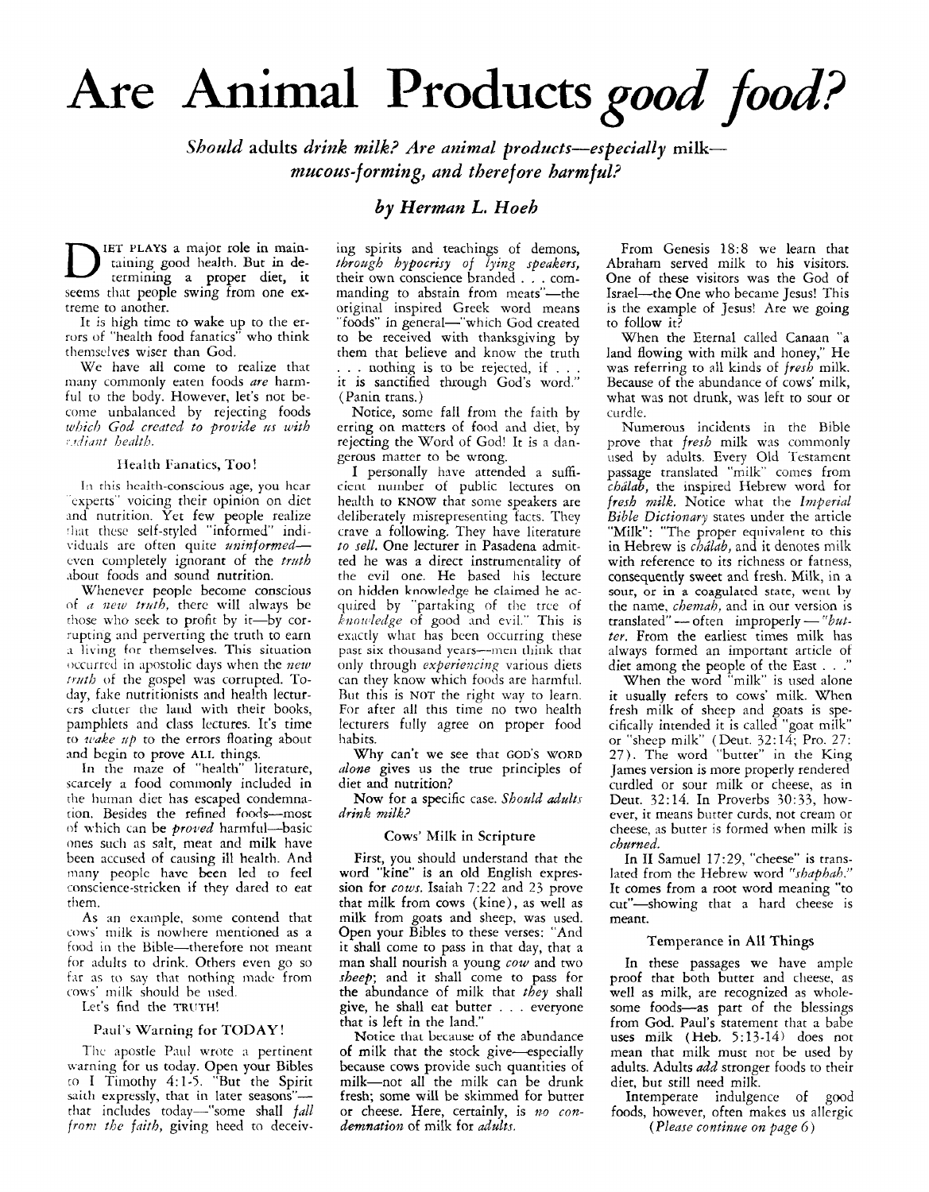# Are Animal Products *good food?*

***Should* adults *drink milk? Are animal products—especially* milk—*mucous-forming, and therefore harmful?***

### *by Herman L. Hoeh*

DIET PLAYS a major role in maintaining good health. But in determining a proper diet, it seems that people swing from one extreme to another.

It is high time to wake up to the errors of "health food fanatics" who think themselves wiser than God.

We have all come to realize that many commonly eaten foods *are* harmful to the body. However, let's not become unbalanced by rejecting foods *which God created to provide us with radiant health.*

## Health Fanatics, Too!

In this health-conscious age, you hear "experts" voicing their opinion on diet and nutrition. Yet few people realize that these self-styled "informed" individuals are often quite *uninformed*—even completely ignorant of the *truth* about foods and sound nutrition.

Whenever people become conscious of *a new truth,* there will always be those who seek to profit by it—by corrupting and perverting the truth to earn a living for themselves. This situation occurred in apostolic days when the *new truth* of the gospel was corrupted. Today, fake nutritionists and health lecturers clutter the land with their books, pamphlets and class lectures. It's time to *wake up* to the errors floating about and begin to prove ALL things.

In the maze of "health" literature, scarcely a food commonly included in the human diet has escaped condemnation. Besides the refined foods—most of which can be *proved* harmful—basic ones such as salt, meat and milk have been accused of causing ill health. And many people have been led to feel conscience-stricken if they dared to eat them.

As an example, some contend that cows' milk is nowhere mentioned as a food in the Bible—therefore not meant for adults to drink. Others even go so far as to say that nothing made from cows' milk should be used.

Let's find the TRUTH!

## Paul's Warning for TODAY!

The apostle Paul wrote a pertinent warning for us today. Open your Bibles to I Timothy 4:1-5. "But the Spirit saith expressly, that in later seasons"—that includes today—"some shall *fall from the faith,* giving heed to deceiving spirits and teachings of demons, *through hypocrisy of lying speakers,* their own conscience branded . . . commanding to abstain from meats"—the original inspired Greek word means "foods" in general—"which God created to be received with thanksgiving by them that believe and know the truth . . . nothing is to be rejected, if . . . it is sanctified through God's word." (Panin trans.)

Notice, some fall from the faith by erring on matters of food and diet, by rejecting the Word of God! It is a dangerous matter to be wrong.

I personally have attended a sufficient number of public lectures on health to KNOW that some speakers are deliberately misrepresenting facts. They crave a following. They have literature *to sell.* One lecturer in Pasadena admitted he was a direct instrumentality of the evil one. He based his lecture on hidden knowledge he claimed he acquired by "partaking of the tree of *knowledge* of good and evil." This is exactly what has been occurring these past six thousand years—men think that only through *experiencing* various diets can they know which foods are harmful. But this is NOT the right way to learn. For after all this time no two health lecturers fully agree on proper food habits.

Why can't we see that GOD'S WORD *alone* gives us the true principles of diet and nutrition?

Now for a specific case. *Should adults drink milk?*

## Cows' Milk in Scripture

First, you should understand that the word "kine" is an old English expression for *cows.* Isaiah 7:22 and 23 prove that milk from cows (kine), as well as milk from goats and sheep, was used. Open your Bibles to these verses: "And it shall come to pass in that day, that a man shall nourish a young *cow* and two *sheep;* and it shall come to pass for the abundance of milk that *they* shall give, he shall eat butter . . . everyone that is left in the land."

Notice that because of the abundance of milk that the stock give—especially because cows provide such quantities of milk—not all the milk can be drunk fresh; some will be skimmed for butter or cheese. Here, certainly, is *no condemnation* of milk for *adults.*

From Genesis 18:8 we learn that Abraham served milk to his visitors. One of these visitors was the God of Israel—the One who became Jesus! This is the example of Jesus! Are we going to follow it?

When the Eternal called Canaan "a land flowing with milk and honey," He was referring to all kinds of *fresh* milk. Because of the abundance of cows' milk, what was not drunk, was left to sour or curdle.

Numerous incidents in the Bible prove that *fresh* milk was commonly used by adults. Every Old Testament passage translated "milk" comes from *châlab,* the inspired Hebrew word for *fresh milk.* Notice what the *Imperial Bible Dictionary* states under the article "Milk": "The proper equivalent to this in Hebrew is *châlab,* and it denotes milk with reference to its richness or fatness, consequently sweet and fresh. Milk, in a sour, or in a coagulated state, went by the name, *chemah,* and in our version is translated" — often improperly — *"butter.* From the earliest times milk has always formed an important article of diet among the people of the East . . ."

When the word "milk" is used alone it usually refers to cows' milk. When fresh milk of sheep and goats is specifically intended it is called "goat milk" or "sheep milk" (Deut. 32:14; Pro. 27:27). The word "butter" in the King James version is more properly rendered curdled or sour milk or cheese, as in Deut. 32:14. In Proverbs 30:33, however, it means butter curds, not cream or cheese, as butter is formed when milk is *churned.*

In II Samuel 17:29, "cheese" is translated from the Hebrew word *"shaphah."* It comes from a root word meaning "to cut"—showing that a hard cheese is meant.

## Temperance in All Things

In these passages we have ample proof that both butter and cheese, as well as milk, are recognized as wholesome foods—as part of the blessings from God. Paul's statement that a babe uses milk (Heb. 5:13-14) does not mean that milk must not be used by adults. Adults *add* stronger foods to their diet, but still need milk.

Intemperate indulgence of good foods, however, often makes us allergic

*(Please continue on page 6)*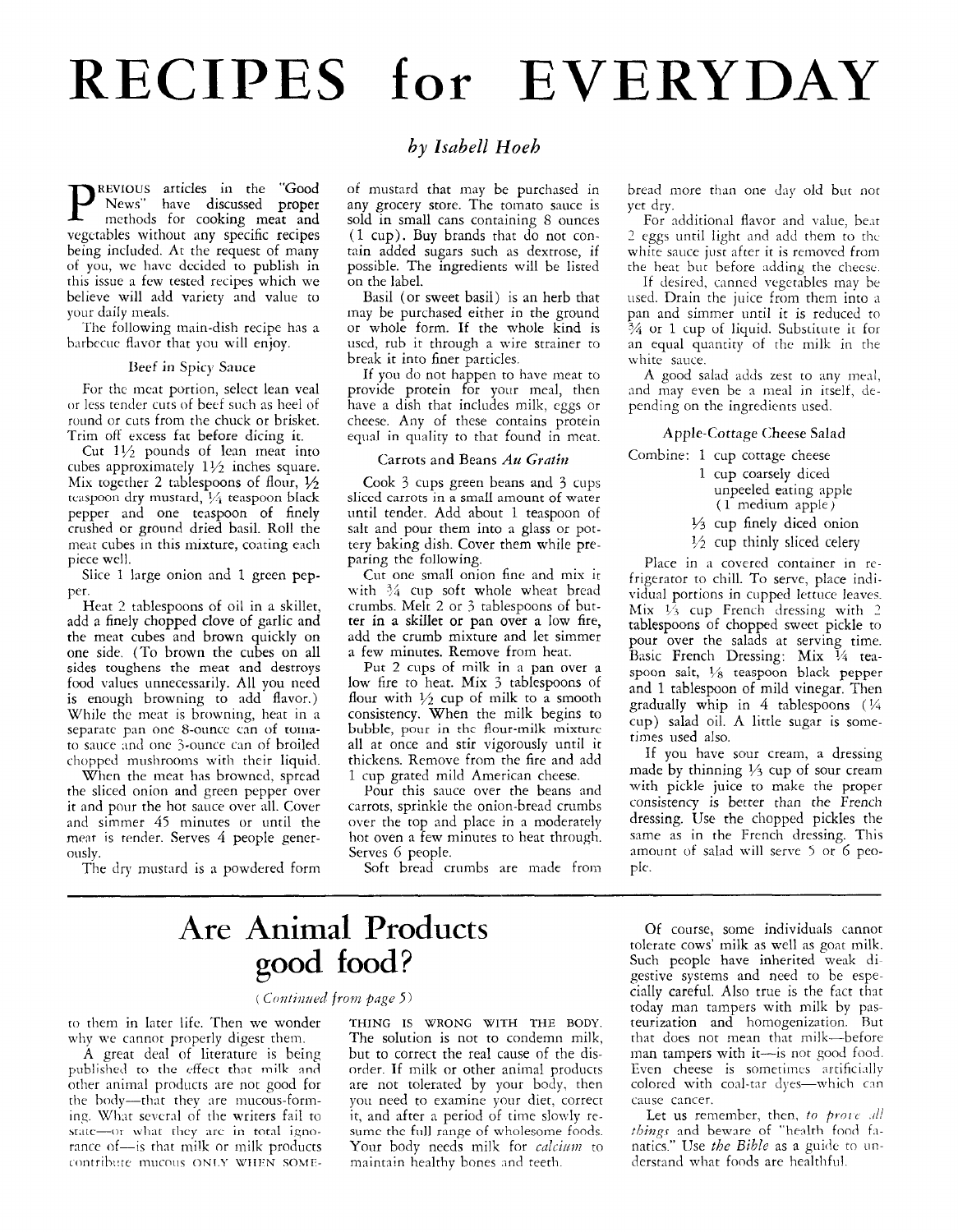# RECIPES for EVERYDAY

*by Isabell Hoeh*

PREVIOUS articles in the "Good News" have discussed proper methods for cooking meat and vegetables without any specific recipes being included. At the request of many of you, we have decided to publish in this issue a few tested recipes which we believe will add variety and value to your daily meals.

The following main-dish recipe has a barbecue flavor that you will enjoy.

### Beef in Spicy Sauce

For the meat portion, select lean veal or less tender cuts of beef such as heel of round or cuts from the chuck or brisket. Trim off excess fat before dicing it.

Cut 1½ pounds of lean meat into cubes approximately 1½ inches square. Mix together 2 tablespoons of flour, ½ teaspoon dry mustard, ¼ teaspoon black pepper and one teaspoon of finely crushed or ground dried basil. Roll the meat cubes in this mixture, coating each piece well.

Slice 1 large onion and 1 green pepper.

Heat 2 tablespoons of oil in a skillet, add a finely chopped clove of garlic and the meat cubes and brown quickly on one side. (To brown the cubes on all sides toughens the meat and destroys food values unnecessarily. All you need is enough browning to add flavor.) While the meat is browning, heat in a separate pan one 8-ounce can of tomato sauce and one 3-ounce can of broiled chopped mushrooms with their liquid.

When the meat has browned, spread the sliced onion and green pepper over it and pour the hot sauce over all. Cover and simmer 45 minutes or until the meat is tender. Serves 4 people generously.

The dry mustard is a powdered form of mustard that may be purchased in any grocery store. The tomato sauce is sold in small cans containing 8 ounces (1 cup). Buy brands that do not contain added sugars such as dextrose, if possible. The ingredients will be listed on the label.

Basil (or sweet basil) is an herb that may be purchased either in the ground or whole form. If the whole kind is used, rub it through a wire strainer to break it into finer particles.

If you do not happen to have meat to provide protein for your meal, then have a dish that includes milk, eggs or cheese. Any of these contains protein equal in quality to that found in meat.

### Carrots and Beans *Au Gratin*

Cook 3 cups green beans and 3 cups sliced carrots in a small amount of water until tender. Add about 1 teaspoon of salt and pour them into a glass or pottery baking dish. Cover them while preparing the following.

Cut one small onion fine and mix it with ¾ cup soft whole wheat bread crumbs. Melt 2 or 3 tablespoons of butter in a skillet or pan over a low fire, add the crumb mixture and let simmer a few minutes. Remove from heat.

Put 2 cups of milk in a pan over a low fire to heat. Mix 3 tablespoons of flour with ½ cup of milk to a smooth consistency. When the milk begins to bubble, pour in the flour-milk mixture all at once and stir vigorously until it thickens. Remove from the fire and add 1 cup grated mild American cheese.

Pour this sauce over the beans and carrots, sprinkle the onion-bread crumbs over the top and place in a moderately hot oven a few minutes to heat through. Serves 6 people.

Soft bread crumbs are made from bread more than one day old but not yet dry.

For additional flavor and value, beat 2 eggs until light and add them to the white sauce just after it is removed from the heat but before adding the cheese.

If desired, canned vegetables may be used. Drain the juice from them into a pan and simmer until it is reduced to ¾ or 1 cup of liquid. Substitute it for an equal quantity of the milk in the white sauce.

A good salad adds zest to any meal, and may even be a meal in itself, depending on the ingredients used.

### Apple-Cottage Cheese Salad

Combine:
- 1 cup cottage cheese
- 1 cup coarsely diced unpeeled eating apple (1 medium apple)
- ⅓ cup finely diced onion
- ½ cup thinly sliced celery

Place in a covered container in refrigerator to chill. To serve, place individual portions in cupped lettuce leaves. Mix ⅓ cup French dressing with 2 tablespoons of chopped sweet pickle to pour over the salads at serving time. Basic French Dressing: Mix ¼ teaspoon salt, ⅛ teaspoon black pepper and 1 tablespoon of mild vinegar. Then gradually whip in 4 tablespoons (¼ cup) salad oil. A little sugar is sometimes used also.

If you have sour cream, a dressing made by thinning ⅓ cup of sour cream with pickle juice to make the proper consistency is better than the French dressing. Use the chopped pickles the same as in the French dressing. This amount of salad will serve 5 or 6 people.

---

# Are Animal Products good food?

*(Continued from page 5)*

to them in later life. Then we wonder why we cannot properly digest them.

A great deal of literature is being published to the effect that milk and other animal products are not good for the body—that they are mucous-forming. What several of the writers fail to state—or what they are in total ignorance of—is that milk or milk products contribute mucous ONLY WHEN SOMETHING IS WRONG WITH THE BODY. The solution is not to condemn milk, but to correct the real cause of the disorder. If milk or other animal products are not tolerated by your body, then you need to examine your diet, correct it, and after a period of time slowly resume the full range of wholesome foods. Your body needs milk for *calcium* to maintain healthy bones and teeth.

Of course, some individuals cannot tolerate cows' milk as well as goat milk. Such people have inherited weak digestive systems and need to be especially careful. Also true is the fact that today man tampers with milk by pasteurization and homogenization. But that does not mean that milk—before man tampers with it—is not good food. Even cheese is sometimes artificially colored with coal-tar dyes—which can cause cancer.

Let us remember, then, *to prove all things* and beware of "health food fanatics." Use *the Bible* as a guide to understand what foods are healthful.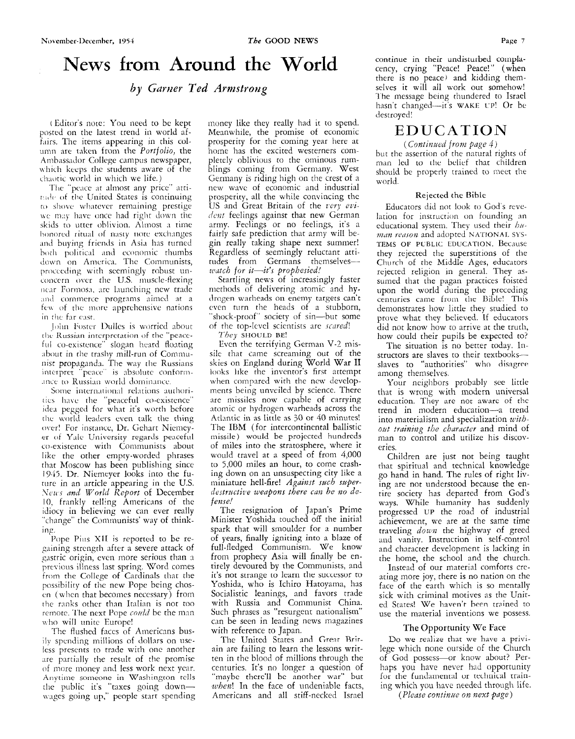# News from Around the World

*by Garner Ted Armstrong*

(Editor's note: You need to be kept posted on the latest trend in world affairs. The items appearing in this column are taken from the *Portfolio,* the Ambassador College campus newspaper, which keeps the students aware of the chaotic world in which we life.)

The "peace at almost any price" attitude of the United States is continuing to shove whatever remaining prestige we may have once had right down the skids to utter oblivion. Almost a time honored ritual of nasty note exchanges and buying friends in Asia has turned both political and economic thumbs down on America. The Communists, proceeding with seemingly robust unconcern over the U.S. muscle-flexing near Formosa, are launching new trade and commerce programs aimed at a few of the more apprehensive nations in the far east.

John Foster Dulles is worried about the Russian interpretation of the "peaceful co-existence" slogan heard floating about in the trashy mill-run of Communist propaganda. The way the Russians interpret "peace" is absolute conformance to Russian world dominance.

Some international relations authorities have the "peaceful co-existence" idea pegged for what it's worth before the world leaders even talk the thing over! For instance, Dr. Gehart Niemeyer of Yale University regards peaceful co-existence with Communists about like the other empty-worded phrases that Moscow has been publishing since 1945. Dr. Niemeyer looks into the future in an article appearing in the U.S. *News and World Report* of December 10, frankly telling Americans of the idiocy in believing we can ever really "change" the Communists' way of thinking.

Pope Pius XII is reported to be regaining strength after a severe attack of gastric origin, even more serious than a previous illness last spring. Word comes from the College of Cardinals that the possibility of the new Pope being chosen (when that becomes necessary) from the ranks other than Italian is not too remote. The next Pope *could* be the man who will unite Europe!

The flushed faces of Americans busily spending millions of dollars on useless presents to trade with one another are partially the result of the promise of more money and less work next year. Anytime someone in Washington tells the public it's "taxes going down—wages going up," people start spending money like they really had it to spend. Meanwhile, the promise of economic prosperity for the coming year here at home has the excited westerners completely oblivious to the ominous rumblings coming from Germany. West Germany is riding high on the crest of a new wave of economic and industrial prosperity, all the while convincing the US and Great Britain of the *very evident* feelings against that new German army. Feelings or no feelings, it's a fairly safe prediction that army will begin really taking shape next summer! Regardless of seemingly reluctant attitudes from Germans themselves—*watch for it—it's prophesied!*

Startling news of increasingly faster methods of delivering atomic and hydrogen warheads on enemy targets can't even turn the heads of a stubborn, "shock-proof" society of sin—but some of the top-level scientists are *scared!*

*They* SHOULD BE!

Even the terrifying German V-2 missile that came screaming out of the skies on England during World War II looks like the inventor's first attempt when compared with the new developments being unveiled by science. There are missiles now capable of carrying atomic or hydrogen warheads across the Atlantic in as little as 30 or 40 minutes! The IBM (for intercontinental ballistic missile) would be projected hundreds of miles into the stratosphere, where it would travel at a speed of from 4,000 to 5,000 miles an hour, to come crashing down on an unsuspecting city like a miniature hell-fire! *Against such super-destructive weapons there can be no defense!*

The resignation of Japan's Prime Minister Yoshida touched off the initial spark that will smoulder for a number of years, finally igniting into a blaze of full-fledged Communism. We know from prophecy Asia will finally be entirely devoured by the Communists, and it's not strange to learn the successor to Yoshida, who is Ichiro Hatoyama, has Socialistic leanings, and favors trade with Russia and Communist China. Such phrases as "resurgent nationalism" can be seen in leading news magazines with reference to Japan.

The United States and Great Britain are failing to learn the lessons written in the blood of millions through the centuries. It's no longer a question of "maybe there'll be another war" but *when*! In the face of undeniable facts, Americans and all stiff-necked Israel continue in their undisturbed complacency, crying "Peace! Peace!" (when there is no peace) and kidding themselves it will all work out somehow! The message being thundered to Israel hasn't changed—it's WAKE UP! Or be destroyed!

# EDUCATION

*(Continued from page 4)*

but the assertion of the natural rights of man led to the belief that children should be properly trained to meet the world.

### Rejected the Bible

Educators did not look to God's revelation for instruction on founding an educational system. They used their *human reason* and adopted NATIONAL SYSTEMS OF PUBLIC EDUCATION. Because they rejected the superstitions of the Church of the Middle Ages, educators rejected religion in general. They assumed that the pagan practices foisted upon the world during the preceding centuries came from the Bible! This demonstrates how little they studied to prove what they believed. If educators did not know how to arrive at the truth, how could their pupils be expected to?

The situation is no better today. Instructors are slaves to their textbooks—slaves to "authorities" who disagree among themselves.

Your neighbors probably see little that is wrong with modern universal education. They are not aware of the trend in modern education—a trend into materialism and specialization *without training the character* and mind of man to control and utilize his discoveries.

Children are just not being taught that spiritual and technical knowledge go hand in hand. The rules of right living are not understood because the entire society has departed from God's ways. While humanity has suddenly progressed UP the road of industrial achievement, we are at the same time traveling *down* the highway of greed and vanity. Instruction in self-control and character development is lacking in the home, the school and the church.

Instead of our material comforts creating more joy, there is no nation on the face of the earth which is so mentally sick with criminal motives as the United States! We haven't been trained to use the material inventions we possess.

### The Opportunity We Face

Do we realize that we have a privilege which none outside of the Church of God possess—or know about? Perhaps you have never had opportunity for the fundamental or technical training which you have needed through life.

*(Please continue on next page)*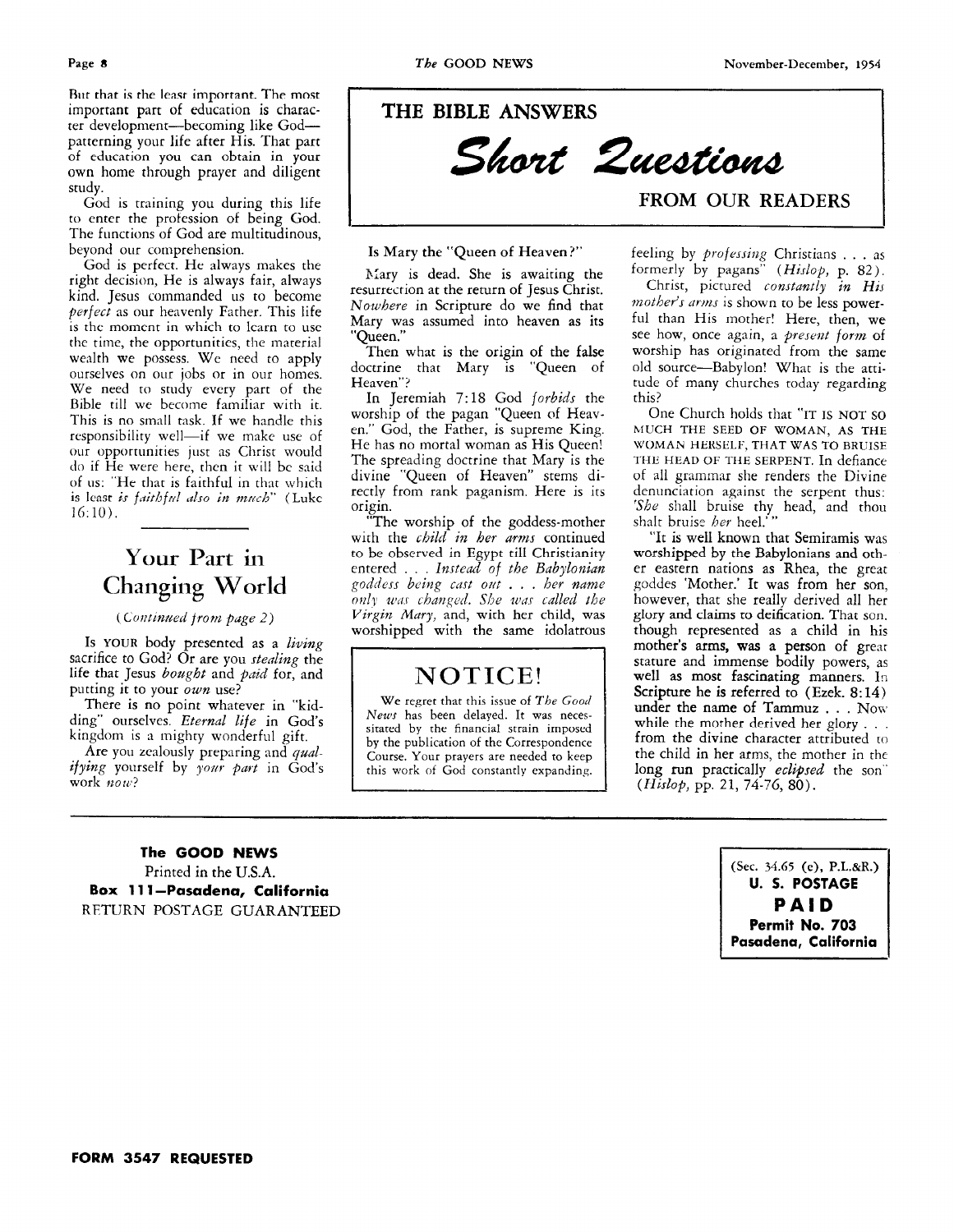But that is the least important. The most important part of education is character development—becoming like God—patterning your life after His. That part of education you can obtain in your own home through prayer and diligent study.

God is training you during this life to enter the profession of being God. The functions of God are multitudinous, beyond our comprehension.

God is perfect. He always makes the right decision, He is always fair, always kind. Jesus commanded us to become *perfect* as our heavenly Father. This life is the moment in which to learn to use the time, the opportunities, the material wealth we possess. We need to apply ourselves on our jobs or in our homes. We need to study every part of the Bible till we become familiar with it. This is no small task. If we handle this responsibility well—if we make use of our opportunities just as Christ would do if He were here, then it will be said of us: "He that is faithful in that which is least *is faithful also in much*" (Luke 16:10).

## Your Part in Changing World

*(Continued from page 2)*

Is YOUR body presented as a *living* sacrifice to God? Or are you *stealing* the life that Jesus *bought* and *paid* for, and putting it to your *own* use?

There is no point whatever in "kidding" ourselves. *Eternal life* in God's kingdom is a mighty wonderful gift.

Are you zealously preparing and *qualifying* yourself by *your part* in God's work *now*?

## THE BIBLE ANSWERS *Short Questions* FROM OUR READERS

### Is Mary the "Queen of Heaven?"

Mary is dead. She is awaiting the resurrection at the return of Jesus Christ. *Nowhere* in Scripture do we find that Mary was assumed into heaven as its "Queen."

Then what is the origin of the false doctrine that Mary is "Queen of Heaven"?

In Jeremiah 7:18 God *forbids* the worship of the pagan "Queen of Heaven." God, the Father, is supreme King. He has no mortal woman as His Queen! The spreading doctrine that Mary is the divine "Queen of Heaven" stems directly from rank paganism. Here is its origin.

"The worship of the goddess-mother with the *child in her arms* continued to be observed in Egypt till Christianity entered . . . *Instead of the Babylonian goddess being cast out . . . her name only was changed. She was called the Virgin Mary,* and, with her child, was worshipped with the same idolatrous feeling by *professing* Christians . . . as formerly by pagans" (*Hislop*, p. 82).

Christ, pictured *constantly in His mother's arms* is shown to be less powerful than His mother! Here, then, we see how, once again, a *present form* of worship has originated from the same old source—Babylon! What is the attitude of many churches today regarding this?

One Church holds that "IT IS NOT SO MUCH THE SEED OF WOMAN, AS THE WOMAN HERSELF, THAT WAS TO BRUISE THE HEAD OF THE SERPENT. In defiance of all grammar she renders the Divine denunciation against the serpent thus: '*She* shall bruise thy head, and thou shalt bruise *her* heel.'"

"It is well known that Semiramis was worshipped by the Babylonians and other eastern nations as Rhea, the great goddes 'Mother.' It was from her son, however, that she really derived all her glory and claims to deification. That son, though represented as a child in his mother's arms, was a person of great stature and immense bodily powers, as well as most fascinating manners. In Scripture he is referred to (Ezek. 8:14) under the name of Tammuz . . . Now while the mother derived her glory . . . from the divine character attributed to the child in her arms, the mother in the long run practically *eclipsed* the son" (*Hislop*, pp. 21, 74-76, 80).

## NOTICE!

We regret that this issue of *The Good News* has been delayed. It was necessitated by the financial strain imposed by the publication of the Correspondence Course. Your prayers are needed to keep this work of God constantly expanding.

---

**The GOOD NEWS**
Printed in the U.S.A.
**Box 111—Pasadena, California**
RETURN POSTAGE GUARANTEED

(Sec. 34.65 (e), P.L.&R.)
**U. S. POSTAGE**
**PAID**
**Permit No. 703**
**Pasadena, California**

**FORM 3547 REQUESTED**